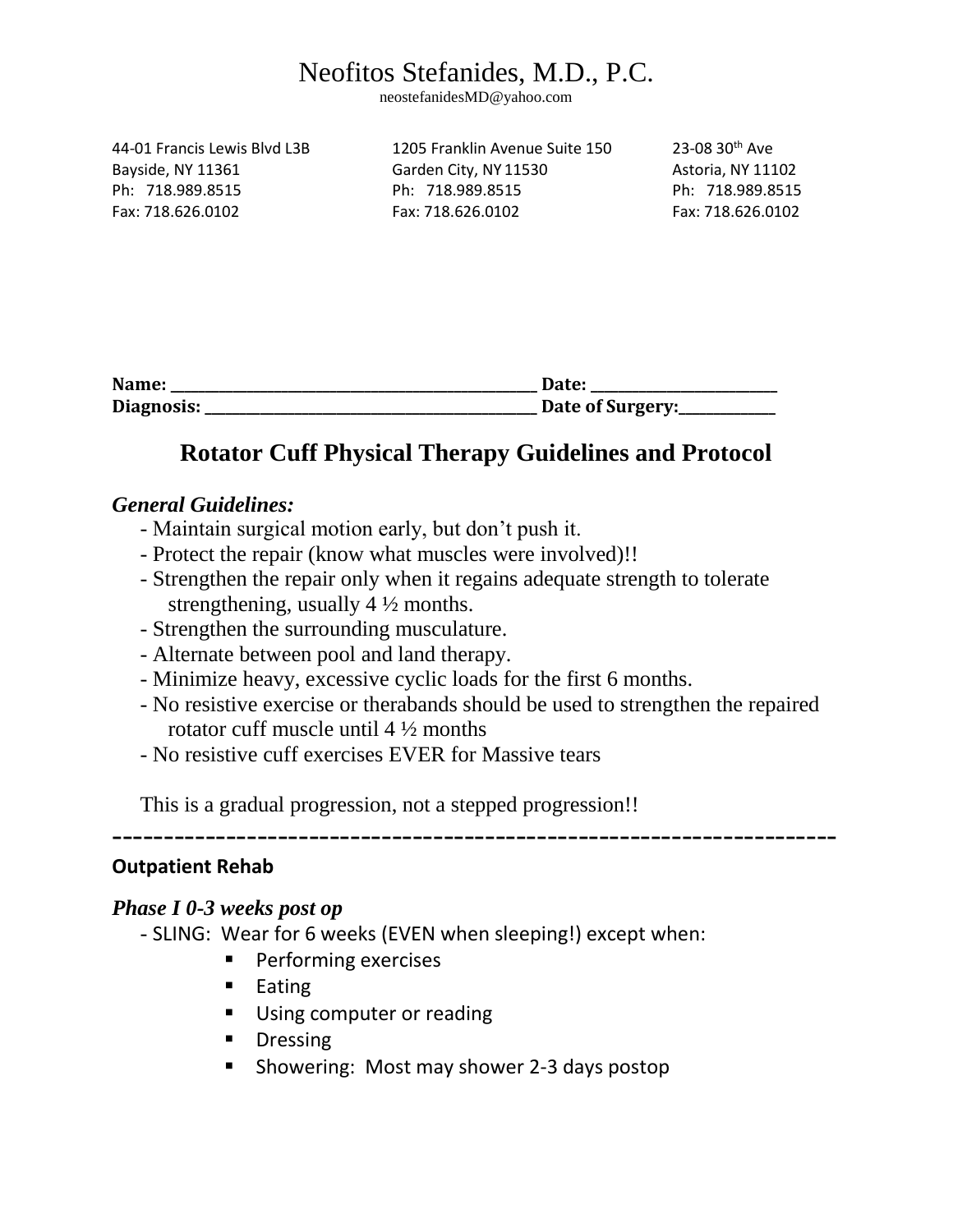# Neofitos Stefanides, M.D., P.C.

neostefanidesMD@yahoo.com

44-01 Francis Lewis Blvd L3B
Bayside, NY 11361
Ph: 718.989.8515
Fax: 718.626.0102

1205 Franklin Avenue Suite 150
Garden City, NY 11530
Ph: 718.989.8515
Fax: 718.626.0102

23-08 30th Ave
Astoria, NY 11102
Ph: 718.989.8515
Fax: 718.626.0102

**Name:** ____________________________________________ **Date:** ______________________
**Diagnosis:** ________________________________________ **Date of Surgery:**____________

## Rotator Cuff Physical Therapy Guidelines and Protocol

### *General Guidelines:*

- Maintain surgical motion early, but don't push it.
- Protect the repair (know what muscles were involved)!!
- Strengthen the repair only when it regains adequate strength to tolerate strengthening, usually 4 ½ months.
- Strengthen the surrounding musculature.
- Alternate between pool and land therapy.
- Minimize heavy, excessive cyclic loads for the first 6 months.
- No resistive exercise or therabands should be used to strengthen the repaired rotator cuff muscle until 4 ½ months
- No resistive cuff exercises EVER for Massive tears

This is a gradual progression, not a stepped progression!!

---

**Outpatient Rehab**

### *Phase I 0-3 weeks post op*

- SLING: Wear for 6 weeks (EVEN when sleeping!) except when:
  - Performing exercises
  - Eating
  - Using computer or reading
  - Dressing
  - Showering: Most may shower 2-3 days postop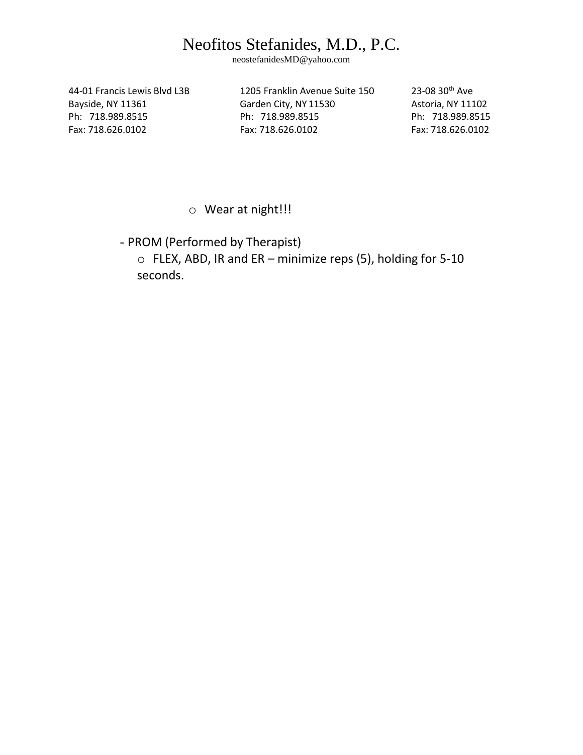- Wear at night!!!

- PROM (Performed by Therapist)
   - FLEX, ABD, IR and ER – minimize reps (5), holding for 5-10 seconds.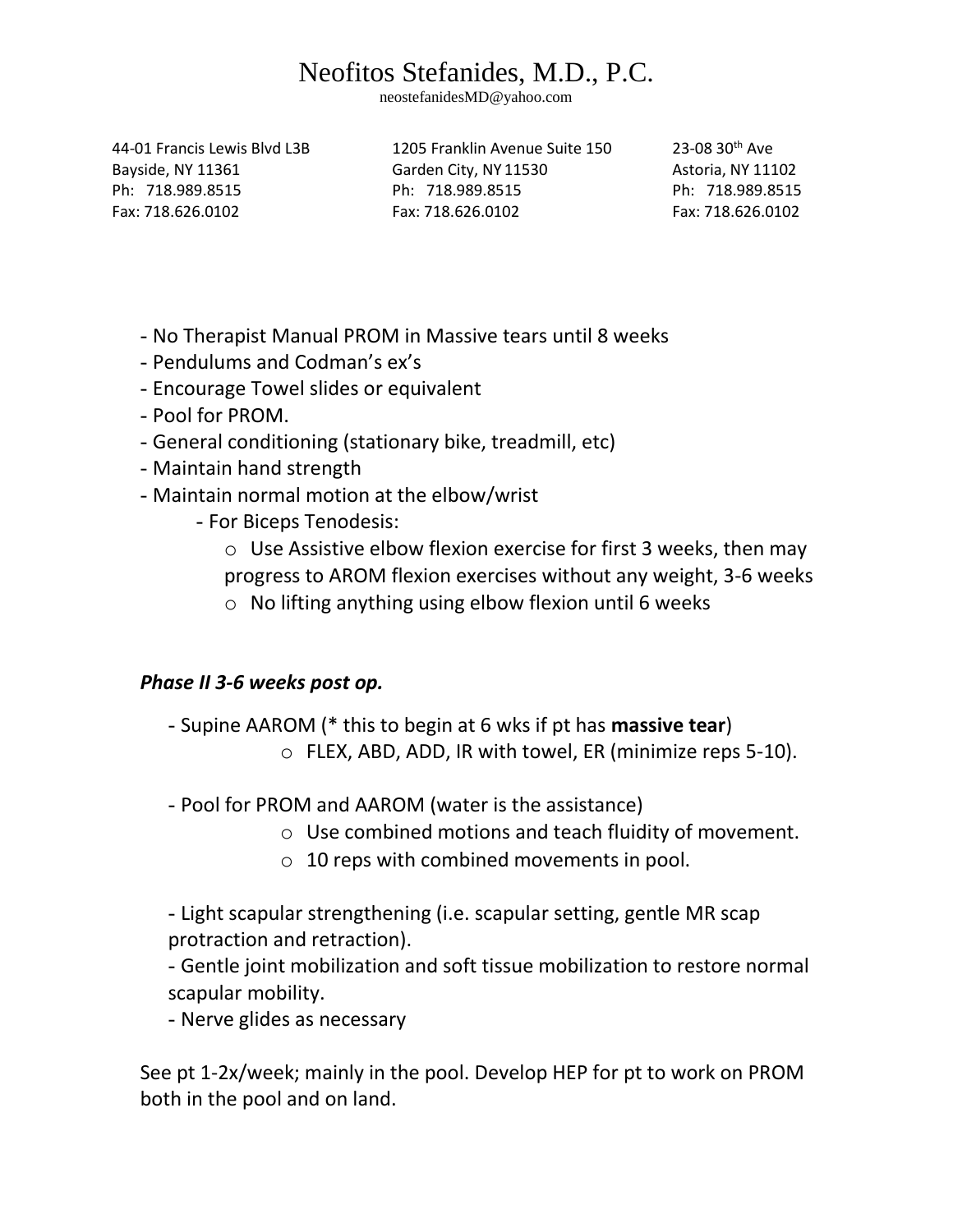- No Therapist Manual PROM in Massive tears until 8 weeks
- Pendulums and Codman's ex's
- Encourage Towel slides or equivalent
- Pool for PROM.
- General conditioning (stationary bike, treadmill, etc)
- Maintain hand strength
- Maintain normal motion at the elbow/wrist
    - For Biceps Tenodesis:
        - Use Assistive elbow flexion exercise for first 3 weeks, then may progress to AROM flexion exercises without any weight, 3-6 weeks
        - No lifting anything using elbow flexion until 6 weeks

***Phase II 3-6 weeks post op.***

- Supine AAROM (* this to begin at 6 wks if pt has **massive tear**)
    - FLEX, ABD, ADD, IR with towel, ER (minimize reps 5-10).

- Pool for PROM and AAROM (water is the assistance)
    - Use combined motions and teach fluidity of movement.
    - 10 reps with combined movements in pool.

- Light scapular strengthening (i.e. scapular setting, gentle MR scap protraction and retraction).
- Gentle joint mobilization and soft tissue mobilization to restore normal scapular mobility.
- Nerve glides as necessary

See pt 1-2x/week; mainly in the pool. Develop HEP for pt to work on PROM both in the pool and on land.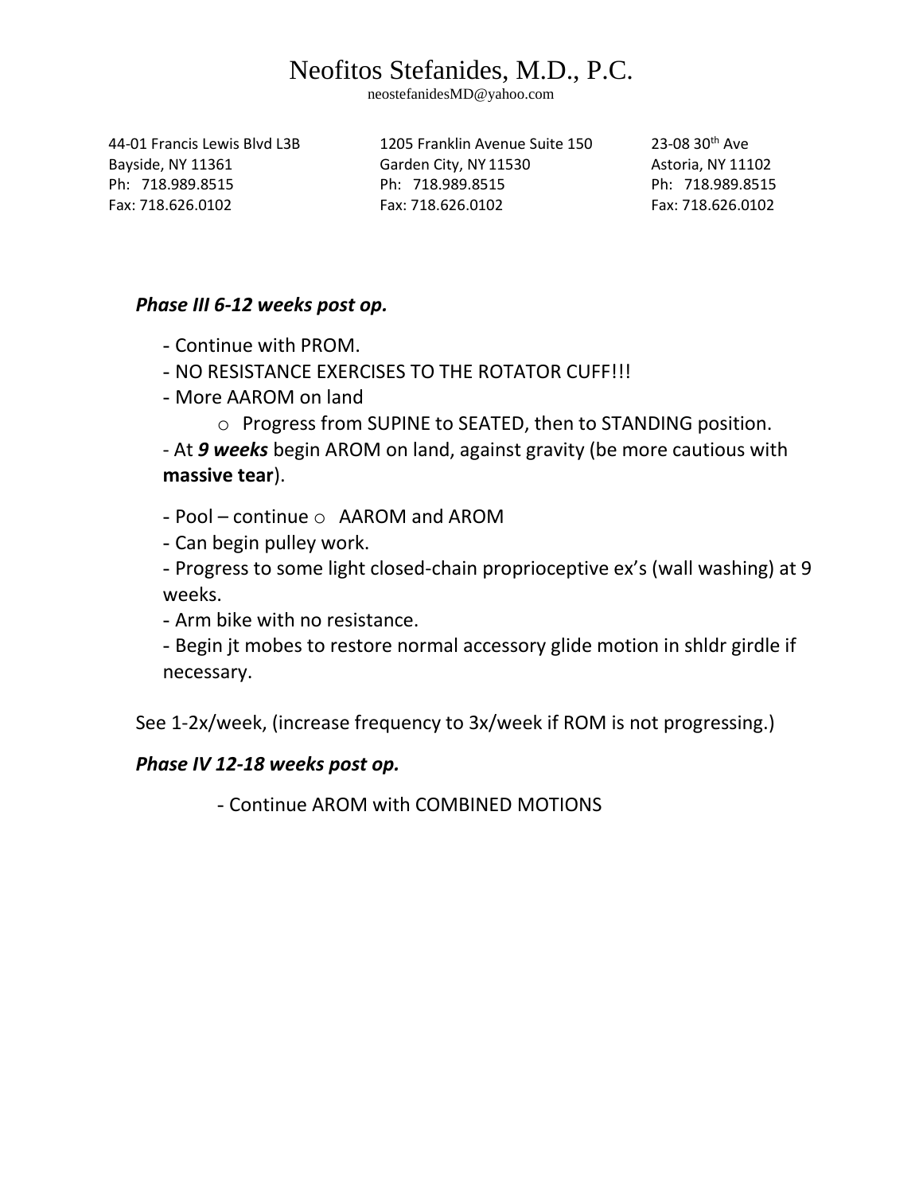# Neofitos Stefanides, M.D., P.C.

neostefanidesMD@yahoo.com

44-01 Francis Lewis Blvd L3B
Bayside, NY 11361
Ph: 718.989.8515
Fax: 718.626.0102

1205 Franklin Avenue Suite 150
Garden City, NY 11530
Ph: 718.989.8515
Fax: 718.626.0102

23-08 30th Ave
Astoria, NY 11102
Ph: 718.989.8515
Fax: 718.626.0102

***Phase III 6-12 weeks post op.***

- Continue with PROM.
- NO RESISTANCE EXERCISES TO THE ROTATOR CUFF!!!
- More AAROM on land
    - Progress from SUPINE to SEATED, then to STANDING position.
- At ***9 weeks*** begin AROM on land, against gravity (be more cautious with **massive tear**).
- Pool – continue
    - AAROM and AROM
- Can begin pulley work.
- Progress to some light closed-chain proprioceptive ex's (wall washing) at 9 weeks.
- Arm bike with no resistance.
- Begin jt mobes to restore normal accessory glide motion in shldr girdle if necessary.

See 1-2x/week, (increase frequency to 3x/week if ROM is not progressing.)

***Phase IV 12-18 weeks post op.***

- Continue AROM with COMBINED MOTIONS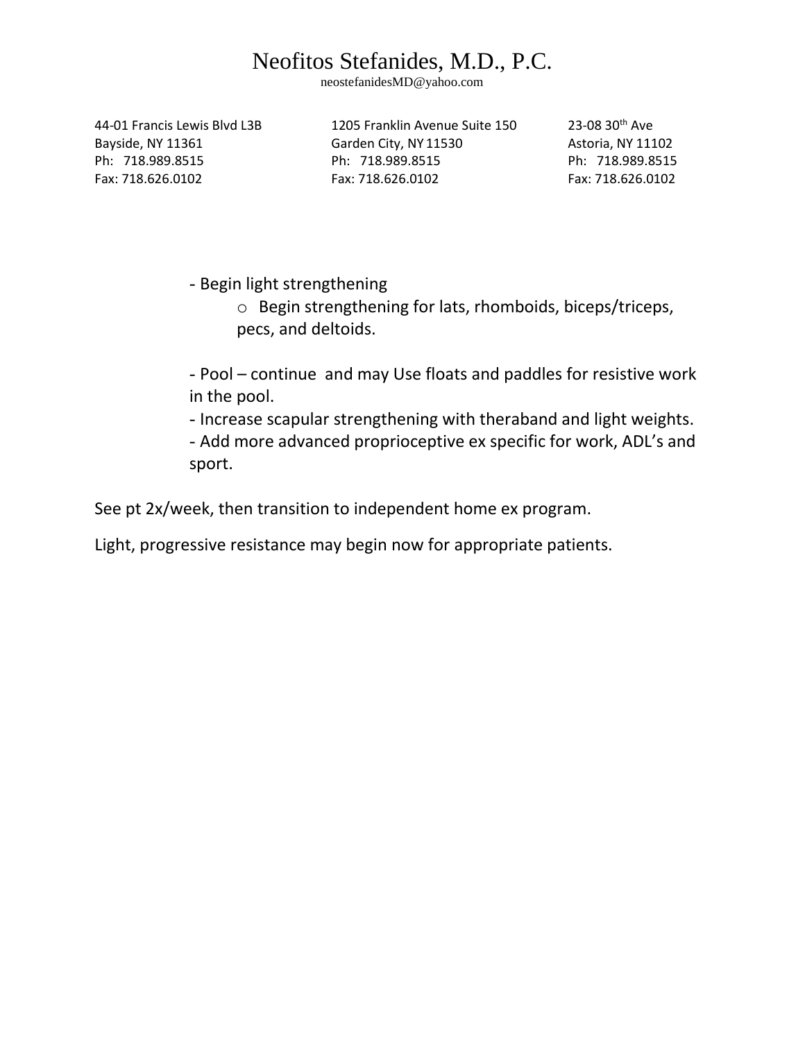# Neofitos Stefanides, M.D., P.C.

neostefanidesMD@yahoo.com

44-01 Francis Lewis Blvd L3B
Bayside, NY 11361
Ph: 718.989.8515
Fax: 718.626.0102

1205 Franklin Avenue Suite 150
Garden City, NY 11530
Ph: 718.989.8515
Fax: 718.626.0102

23-08 30th Ave
Astoria, NY 11102
Ph: 718.989.8515
Fax: 718.626.0102

- Begin light strengthening
  - Begin strengthening for lats, rhomboids, biceps/triceps, pecs, and deltoids.

- Pool – continue and may Use floats and paddles for resistive work in the pool.
- Increase scapular strengthening with theraband and light weights.
- Add more advanced proprioceptive ex specific for work, ADL's and sport.

See pt 2x/week, then transition to independent home ex program.

Light, progressive resistance may begin now for appropriate patients.